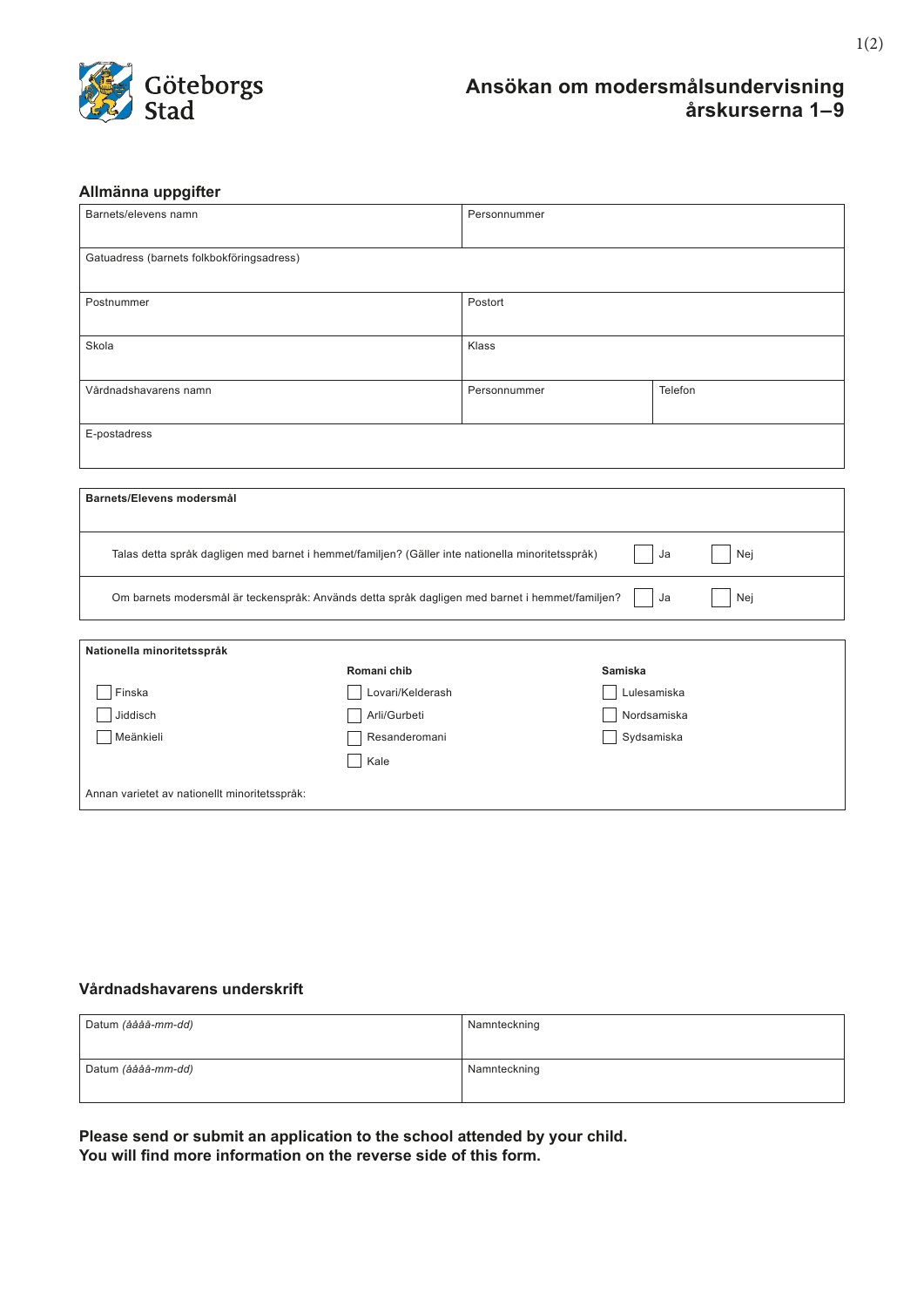Göteborgs Stad

# Ansökan om modersmålsundervisning årskurserna 1–9

## Allmänna uppgifter

| Barnets/elevens namn | Personnummer | |
|---|---|---|
| Gatuadress (barnets folkbokföringsadress) | | |
| Postnummer | Postort | |
| Skola | Klass | |
| Vårdnadshavarens namn | Personnummer | Telefon |
| E-postadress | | |

| **Barnets/Elevens modersmål** | | |
|---|---|---|
| Talas detta språk dagligen med barnet i hemmet/familjen? (Gäller inte nationella minoritetsspråk) | ☐ Ja | ☐ Nej |
| Om barnets modersmål är teckenspråk: Används detta språk dagligen med barnet i hemmet/familjen? | ☐ Ja | ☐ Nej |

| **Nationella minoritetsspråk** | **Romani chib** | **Samiska** |
|---|---|---|
| ☐ Finska | ☐ Lovari/Kelderash | ☐ Lulesamiska |
| ☐ Jiddisch | ☐ Arli/Gurbeti | ☐ Nordsamiska |
| ☐ Meänkieli | ☐ Resanderomani | ☐ Sydsamiska |
| | ☐ Kale | |

Annan varietet av nationellt minoritetsspråk:

## Vårdnadshavarens underskrift

| Datum *(åååå-mm-dd)* | Namnteckning |
|---|---|
| Datum *(åååå-mm-dd)* | Namnteckning |

**Please send or submit an application to the school attended by your child.**
**You will find more information on the reverse side of this form.**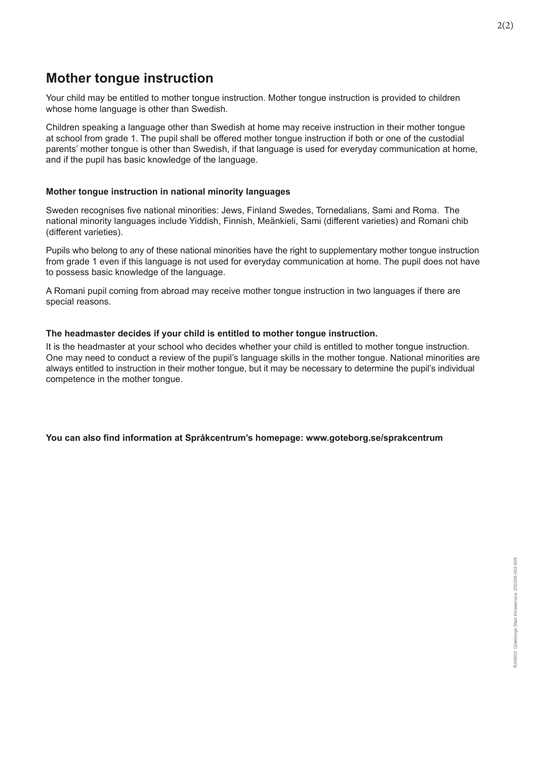## Mother tongue instruction

Your child may be entitled to mother tongue instruction. Mother tongue instruction is provided to children whose home language is other than Swedish.

Children speaking a language other than Swedish at home may receive instruction in their mother tongue at school from grade 1. The pupil shall be offered mother tongue instruction if both or one of the custodial parents' mother tongue is other than Swedish, if that language is used for everyday communication at home, and if the pupil has basic knowledge of the language.

#### Mother tongue instruction in national minority languages

Sweden recognises five national minorities: Jews, Finland Swedes, Tornedalians, Sami and Roma. The national minority languages include Yiddish, Finnish, Meänkieli, Sami (different varieties) and Romani chib (different varieties).

Pupils who belong to any of these national minorities have the right to supplementary mother tongue instruction from grade 1 even if this language is not used for everyday communication at home. The pupil does not have to possess basic knowledge of the language.

A Romani pupil coming from abroad may receive mother tongue instruction in two languages if there are special reasons.

#### The headmaster decides if your child is entitled to mother tongue instruction.

It is the headmaster at your school who decides whether your child is entitled to mother tongue instruction. One may need to conduct a review of the pupil's language skills in the mother tongue. National minorities are always entitled to instruction in their mother tongue, but it may be necessary to determine the pupil's individual competence in the mother tongue.

**You can also find information at Språkcentrum's homepage: www.goteborg.se/sprakcentrum**

RA9602 Göteborgs Stad Intraservice 200306-002-609